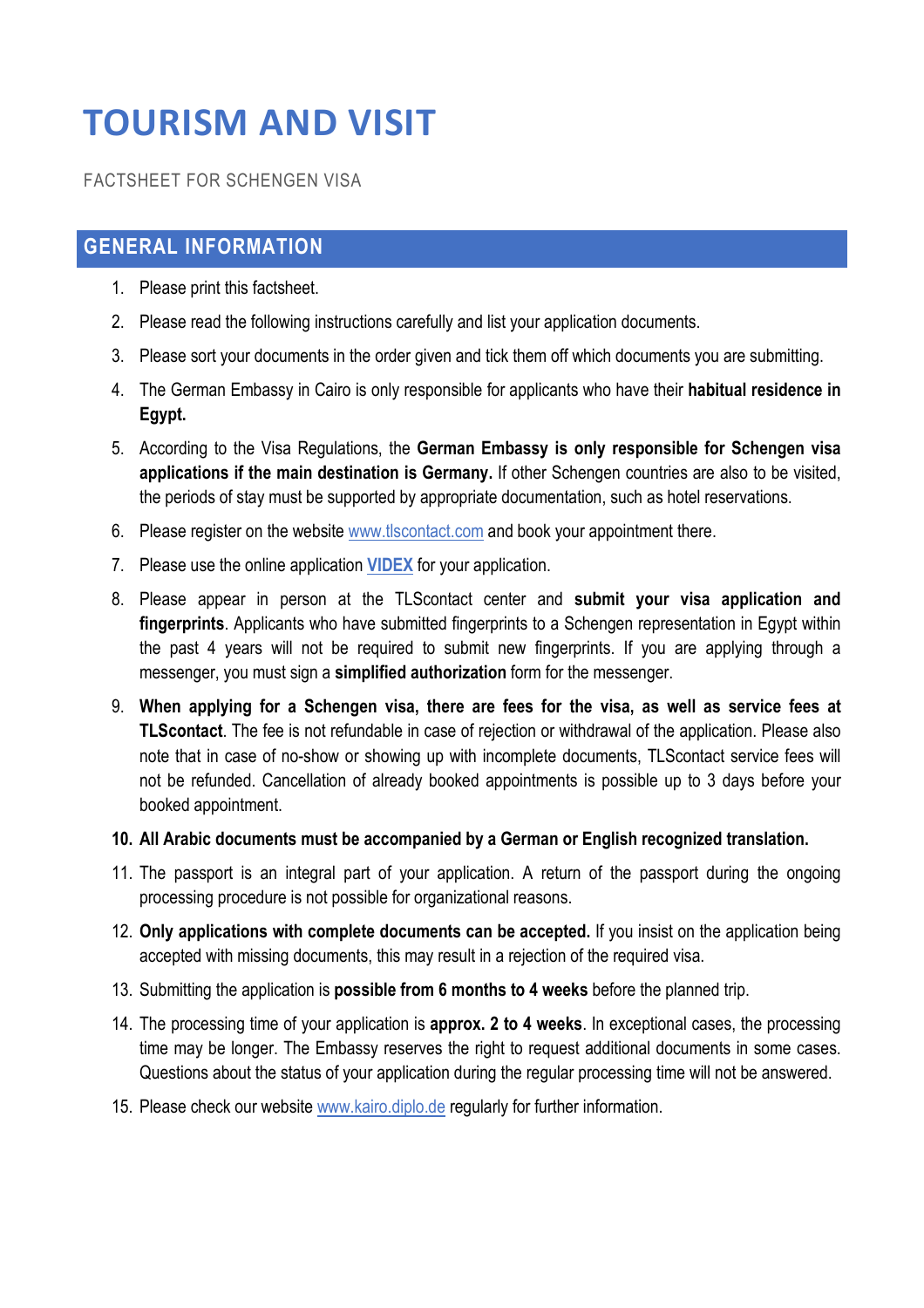# TOURISM AND VISIT

FACTSHEET FOR SCHENGEN VISA

## GENERAL INFORMATION

1. Please print this factsheet.
2. Please read the following instructions carefully and list your application documents.
3. Please sort your documents in the order given and tick them off which documents you are submitting.
4. The German Embassy in Cairo is only responsible for applicants who have their **habitual residence in Egypt.**
5. According to the Visa Regulations, the **German Embassy is only responsible for Schengen visa applications if the main destination is Germany.** If other Schengen countries are also to be visited, the periods of stay must be supported by appropriate documentation, such as hotel reservations.
6. Please register on the website [www.tlscontact.com](http://www.tlscontact.com) and book your appointment there.
7. Please use the online application **[VIDEX](#)** for your application.
8. Please appear in person at the TLScontact center and **submit your visa application and fingerprints**. Applicants who have submitted fingerprints to a Schengen representation in Egypt within the past 4 years will not be required to submit new fingerprints. If you are applying through a messenger, you must sign a **simplified authorization** form for the messenger.
9. **When applying for a Schengen visa, there are fees for the visa, as well as service fees at TLScontact**. The fee is not refundable in case of rejection or withdrawal of the application. Please also note that in case of no-show or showing up with incomplete documents, TLScontact service fees will not be refunded. Cancellation of already booked appointments is possible up to 3 days before your booked appointment.
10. **All Arabic documents must be accompanied by a German or English recognized translation.**
11. The passport is an integral part of your application. A return of the passport during the ongoing processing procedure is not possible for organizational reasons.
12. **Only applications with complete documents can be accepted.** If you insist on the application being accepted with missing documents, this may result in a rejection of the required visa.
13. Submitting the application is **possible from 6 months to 4 weeks** before the planned trip.
14. The processing time of your application is **approx. 2 to 4 weeks**. In exceptional cases, the processing time may be longer. The Embassy reserves the right to request additional documents in some cases. Questions about the status of your application during the regular processing time will not be answered.
15. Please check our website [www.kairo.diplo.de](http://www.kairo.diplo.de) regularly for further information.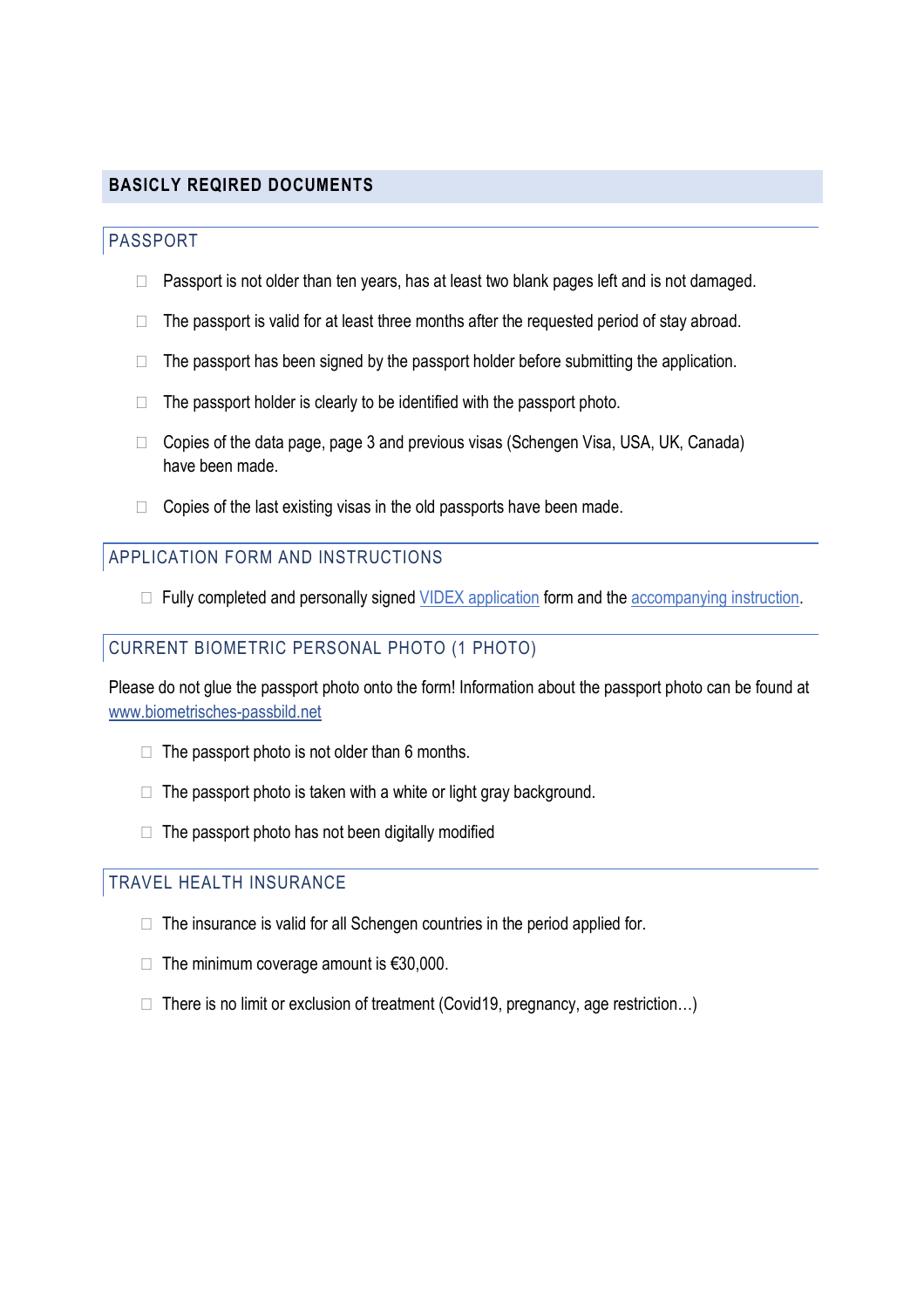## BASICLY REQIRED DOCUMENTS

### PASSPORT

- ☐ Passport is not older than ten years, has at least two blank pages left and is not damaged.
- ☐ The passport is valid for at least three months after the requested period of stay abroad.
- ☐ The passport has been signed by the passport holder before submitting the application.
- ☐ The passport holder is clearly to be identified with the passport photo.
- ☐ Copies of the data page, page 3 and previous visas (Schengen Visa, USA, UK, Canada) have been made.
- ☐ Copies of the last existing visas in the old passports have been made.

### APPLICATION FORM AND INSTRUCTIONS

- ☐ Fully completed and personally signed VIDEX application form and the accompanying instruction.

### CURRENT BIOMETRIC PERSONAL PHOTO (1 PHOTO)

Please do not glue the passport photo onto the form! Information about the passport photo can be found at www.biometrisches-passbild.net

- ☐ The passport photo is not older than 6 months.
- ☐ The passport photo is taken with a white or light gray background.
- ☐ The passport photo has not been digitally modified

### TRAVEL HEALTH INSURANCE

- ☐ The insurance is valid for all Schengen countries in the period applied for.
- ☐ The minimum coverage amount is €30,000.
- ☐ There is no limit or exclusion of treatment (Covid19, pregnancy, age restriction…)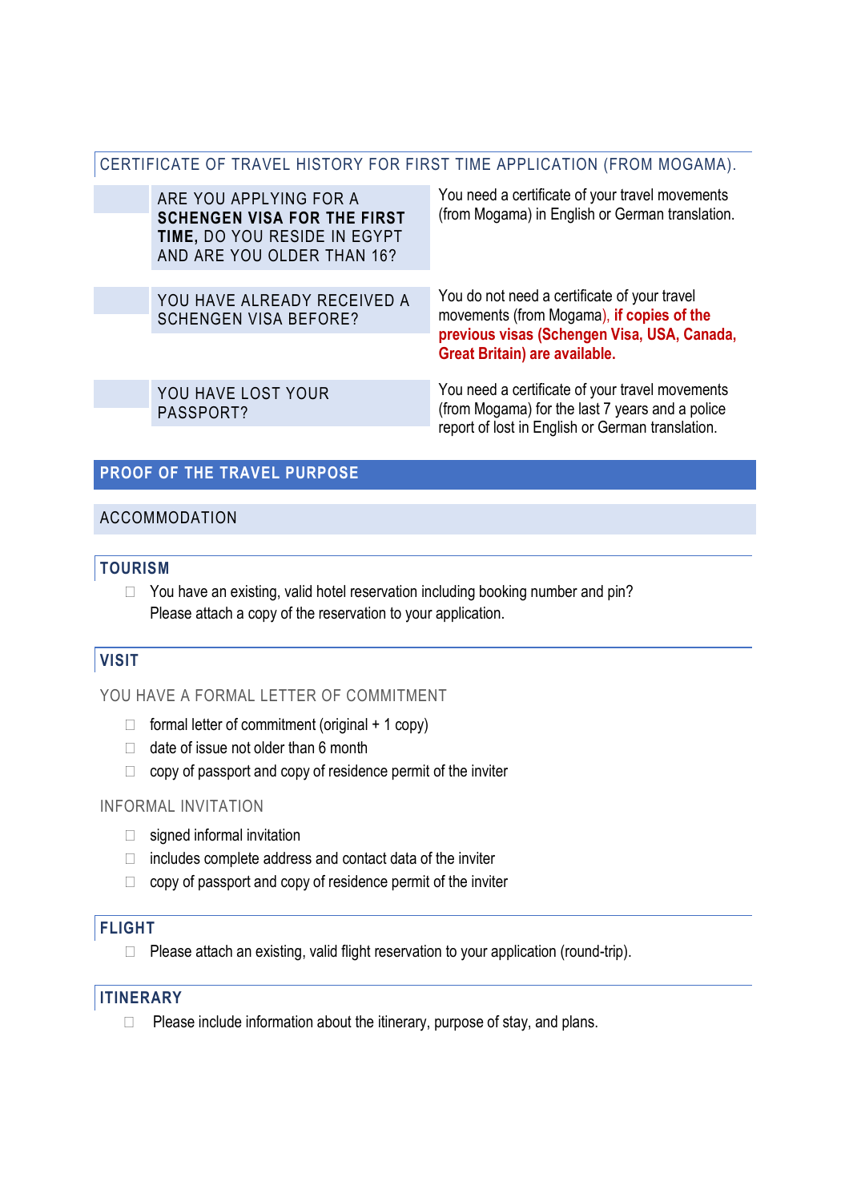## CERTIFICATE OF TRAVEL HISTORY FOR FIRST TIME APPLICATION (FROM MOGAMA).

| | |
|---|---|
| ARE YOU APPLYING FOR A **SCHENGEN VISA FOR THE FIRST TIME,** DO YOU RESIDE IN EGYPT AND ARE YOU OLDER THAN 16? | You need a certificate of your travel movements (from Mogama) in English or German translation. |
| YOU HAVE ALREADY RECEIVED A SCHENGEN VISA BEFORE? | You do not need a certificate of your travel movements (from Mogama), **if copies of the previous visas (Schengen Visa, USA, Canada, Great Britain) are available.** |
| YOU HAVE LOST YOUR PASSPORT? | You need a certificate of your travel movements (from Mogama) for the last 7 years and a police report of lost in English or German translation. |

## PROOF OF THE TRAVEL PURPOSE

### ACCOMMODATION

#### TOURISM

- ☐ You have an existing, valid hotel reservation including booking number and pin? Please attach a copy of the reservation to your application.

#### VISIT

YOU HAVE A FORMAL LETTER OF COMMITMENT

- ☐ formal letter of commitment (original + 1 copy)
- ☐ date of issue not older than 6 month
- ☐ copy of passport and copy of residence permit of the inviter

INFORMAL INVITATION

- ☐ signed informal invitation
- ☐ includes complete address and contact data of the inviter
- ☐ copy of passport and copy of residence permit of the inviter

#### FLIGHT

- ☐ Please attach an existing, valid flight reservation to your application (round-trip).

#### ITINERARY

- ☐ Please include information about the itinerary, purpose of stay, and plans.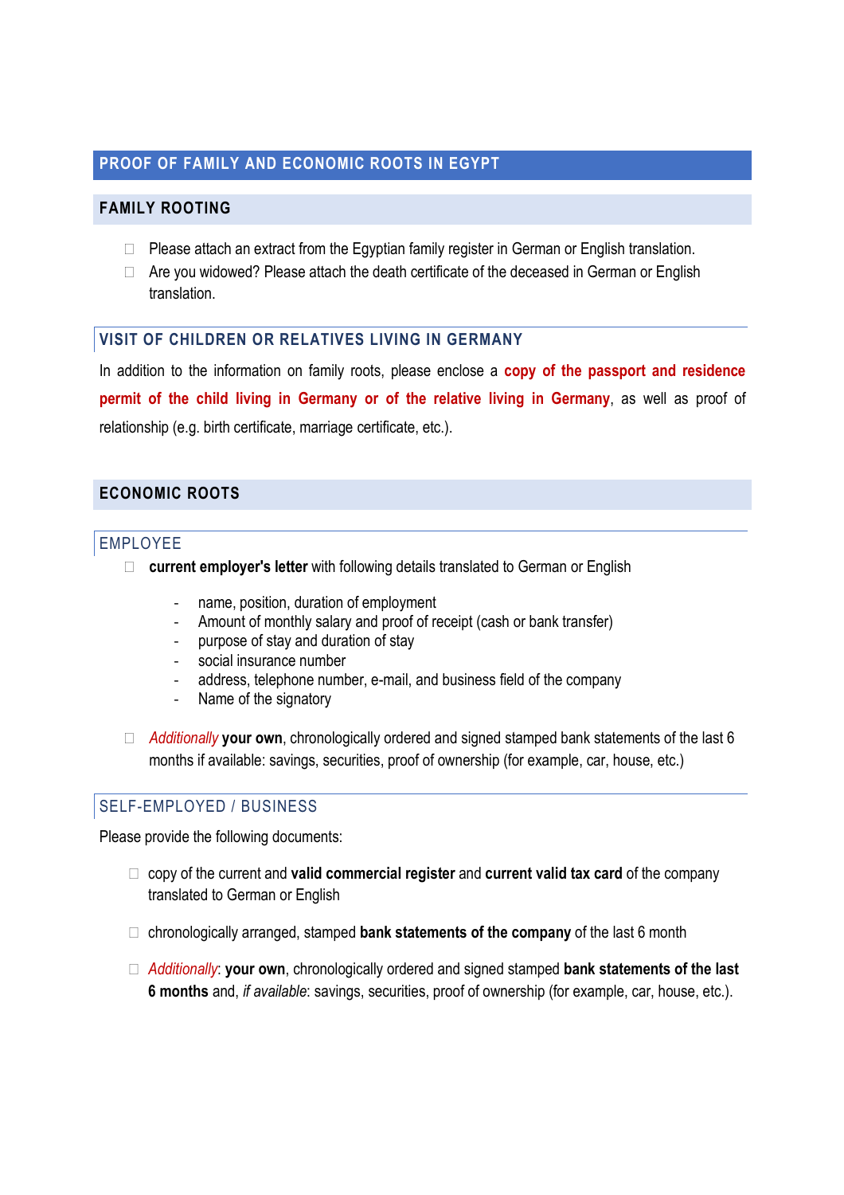## PROOF OF FAMILY AND ECONOMIC ROOTS IN EGYPT

### FAMILY ROOTING

- Please attach an extract from the Egyptian family register in German or English translation.
- Are you widowed? Please attach the death certificate of the deceased in German or English translation.

### VISIT OF CHILDREN OR RELATIVES LIVING IN GERMANY

In addition to the information on family roots, please enclose a **copy of the passport and residence permit of the child living in Germany or of the relative living in Germany**, as well as proof of relationship (e.g. birth certificate, marriage certificate, etc.).

### ECONOMIC ROOTS

#### EMPLOYEE

- **current employer's letter** with following details translated to German or English
  - name, position, duration of employment
  - Amount of monthly salary and proof of receipt (cash or bank transfer)
  - purpose of stay and duration of stay
  - social insurance number
  - address, telephone number, e-mail, and business field of the company
  - Name of the signatory
- *Additionally* **your own**, chronologically ordered and signed stamped bank statements of the last 6 months if available: savings, securities, proof of ownership (for example, car, house, etc.)

#### SELF-EMPLOYED / BUSINESS

Please provide the following documents:

- copy of the current and **valid commercial register** and **current valid tax card** of the company translated to German or English
- chronologically arranged, stamped **bank statements of the company** of the last 6 month
- *Additionally*: **your own**, chronologically ordered and signed stamped **bank statements of the last 6 months** and, *if available*: savings, securities, proof of ownership (for example, car, house, etc.).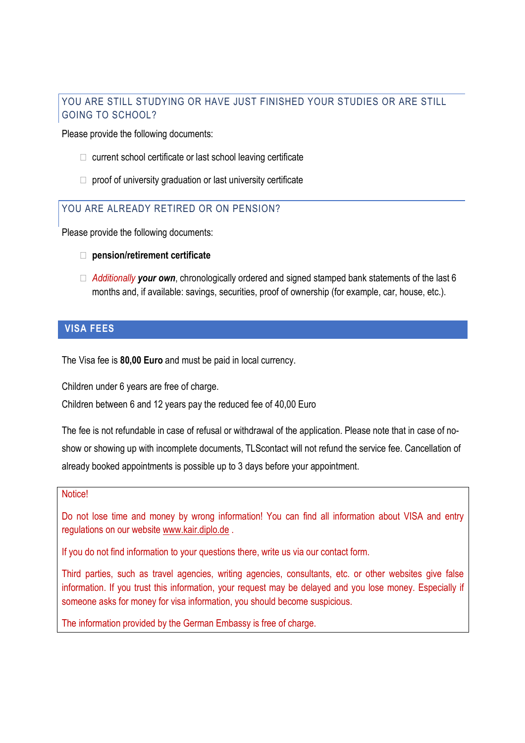## YOU ARE STILL STUDYING OR HAVE JUST FINISHED YOUR STUDIES OR ARE STILL GOING TO SCHOOL?

Please provide the following documents:

- current school certificate or last school leaving certificate
- proof of university graduation or last university certificate

## YOU ARE ALREADY RETIRED OR ON PENSION?

Please provide the following documents:

- **pension/retirement certificate**
- *Additionally* ***your own***, chronologically ordered and signed stamped bank statements of the last 6 months and, if available: savings, securities, proof of ownership (for example, car, house, etc.).

## VISA FEES

The Visa fee is **80,00 Euro** and must be paid in local currency.

Children under 6 years are free of charge.

Children between 6 and 12 years pay the reduced fee of 40,00 Euro

The fee is not refundable in case of refusal or withdrawal of the application. Please note that in case of no-show or showing up with incomplete documents, TLScontact will not refund the service fee. Cancellation of already booked appointments is possible up to 3 days before your appointment.

Notice!

Do not lose time and money by wrong information! You can find all information about VISA and entry regulations on our website www.kair.diplo.de .

If you do not find information to your questions there, write us via our contact form.

Third parties, such as travel agencies, writing agencies, consultants, etc. or other websites give false information. If you trust this information, your request may be delayed and you lose money. Especially if someone asks for money for visa information, you should become suspicious.

The information provided by the German Embassy is free of charge.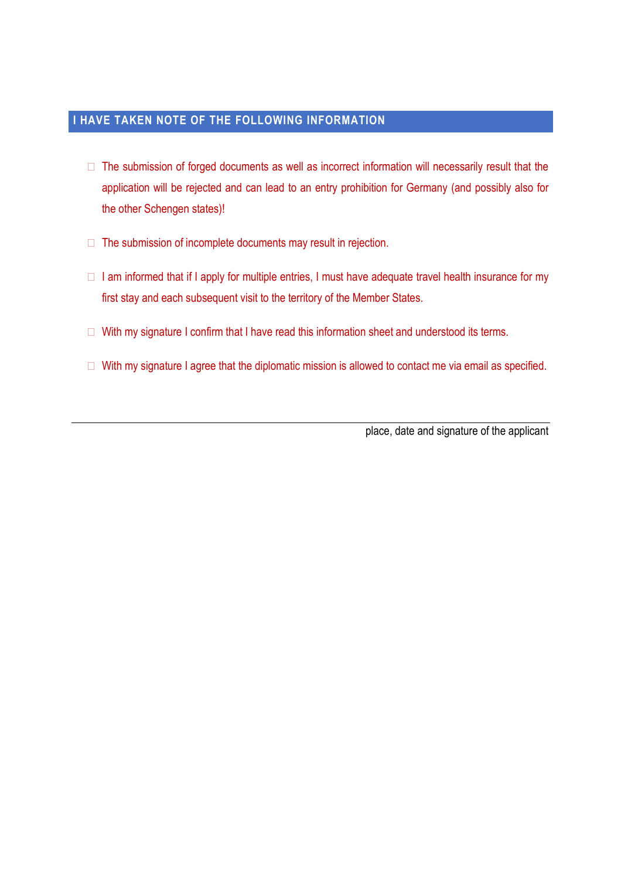## I HAVE TAKEN NOTE OF THE FOLLOWING INFORMATION

- ☐ The submission of forged documents as well as incorrect information will necessarily result that the application will be rejected and can lead to an entry prohibition for Germany (and possibly also for the other Schengen states)!
- ☐ The submission of incomplete documents may result in rejection.
- ☐ I am informed that if I apply for multiple entries, I must have adequate travel health insurance for my first stay and each subsequent visit to the territory of the Member States.
- ☐ With my signature I confirm that I have read this information sheet and understood its terms.
- ☐ With my signature I agree that the diplomatic mission is allowed to contact me via email as specified.

\_\_\_\_\_\_\_\_\_\_\_\_\_\_\_\_\_\_\_\_\_\_\_\_\_\_\_\_\_\_\_\_\_\_\_\_\_\_\_\_\_\_\_\_\_\_\_\_\_\_\_\_\_\_\_\_\_\_\_\_\_\_\_\_\_\_\_\_

place, date and signature of the applicant